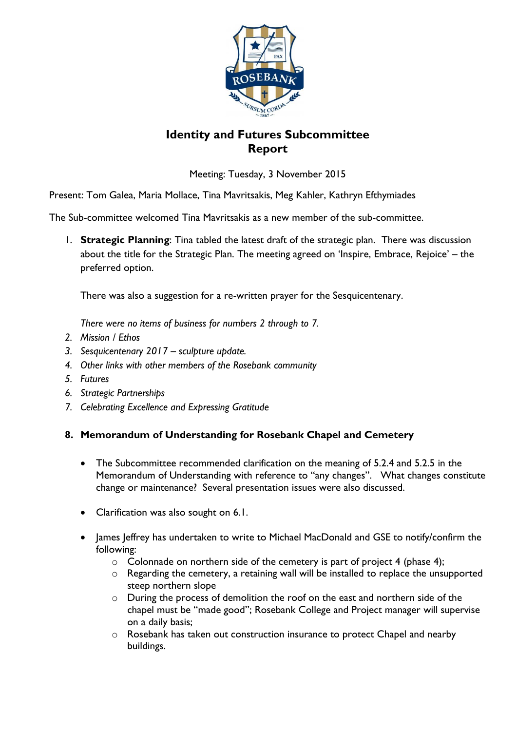# Identity and Futures Subcommittee
# Report

Meeting: Tuesday, 3 November 2015

Present: Tom Galea, Maria Mollace, Tina Mavritsakis, Meg Kahler, Kathryn Efthymiades

The Sub-committee welcomed Tina Mavritsakis as a new member of the sub-committee.

1. **Strategic Planning**: Tina tabled the latest draft of the strategic plan. There was discussion about the title for the Strategic Plan. The meeting agreed on 'Inspire, Embrace, Rejoice' – the preferred option.

   There was also a suggestion for a re-written prayer for the Sesquicentenary.

   *There were no items of business for numbers 2 through to 7.*

2. *Mission / Ethos*
3. *Sesquicentenary 2017 – sculpture update.*
4. *Other links with other members of the Rosebank community*
5. *Futures*
6. *Strategic Partnerships*
7. *Celebrating Excellence and Expressing Gratitude*

8. **Memorandum of Understanding for Rosebank Chapel and Cemetery**

   - The Subcommittee recommended clarification on the meaning of 5.2.4 and 5.2.5 in the Memorandum of Understanding with reference to "any changes". What changes constitute change or maintenance? Several presentation issues were also discussed.

   - Clarification was also sought on 6.1.

   - James Jeffrey has undertaken to write to Michael MacDonald and GSE to notify/confirm the following:
     - Colonnade on northern side of the cemetery is part of project 4 (phase 4);
     - Regarding the cemetery, a retaining wall will be installed to replace the unsupported steep northern slope
     - During the process of demolition the roof on the east and northern side of the chapel must be "made good"; Rosebank College and Project manager will supervise on a daily basis;
     - Rosebank has taken out construction insurance to protect Chapel and nearby buildings.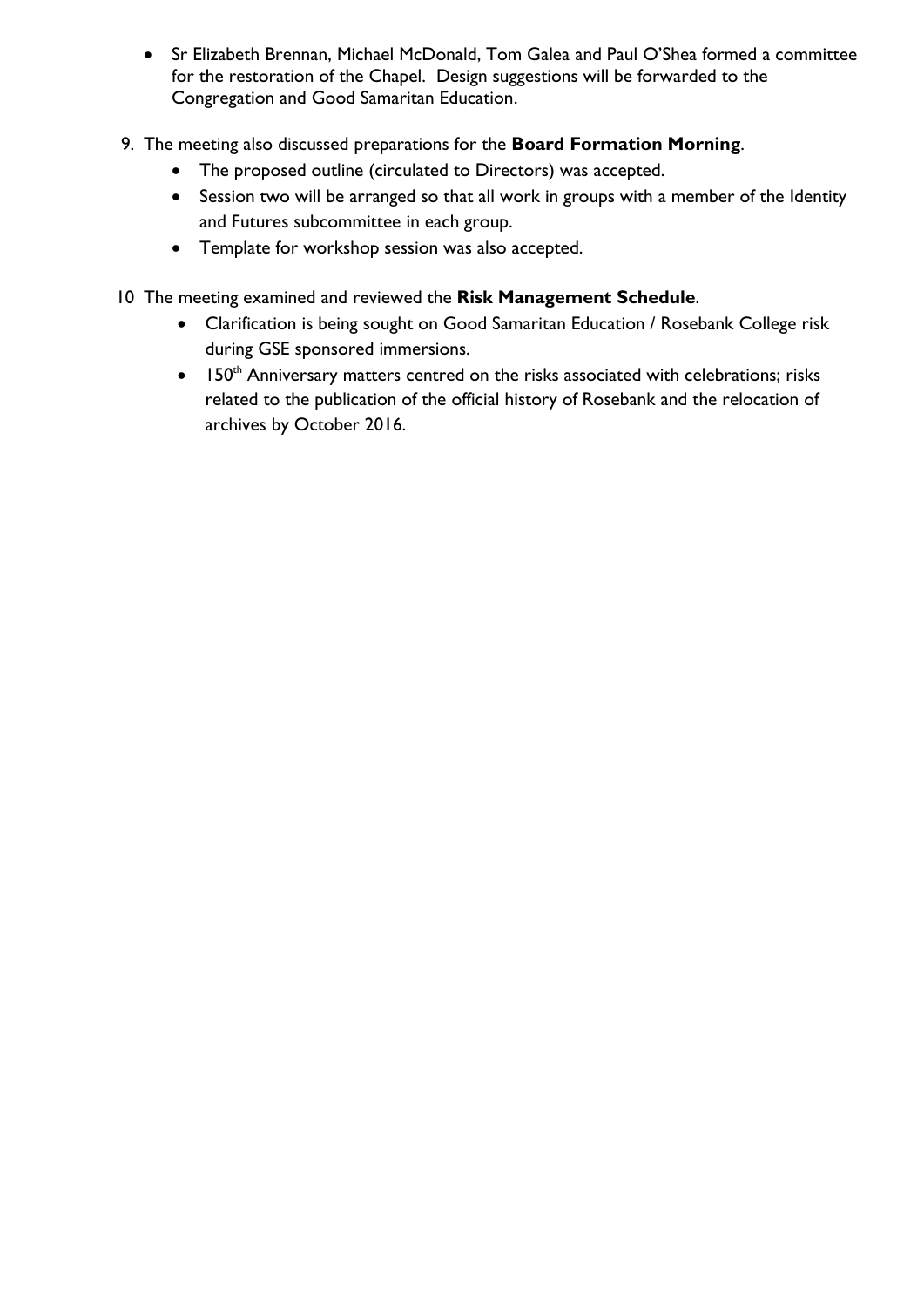- Sr Elizabeth Brennan, Michael McDonald, Tom Galea and Paul O'Shea formed a committee for the restoration of the Chapel. Design suggestions will be forwarded to the Congregation and Good Samaritan Education.

9. The meeting also discussed preparations for the **Board Formation Morning**.
   - The proposed outline (circulated to Directors) was accepted.
   - Session two will be arranged so that all work in groups with a member of the Identity and Futures subcommittee in each group.
   - Template for workshop session was also accepted.

10 The meeting examined and reviewed the **Risk Management Schedule**.
   - Clarification is being sought on Good Samaritan Education / Rosebank College risk during GSE sponsored immersions.
   - 150th Anniversary matters centred on the risks associated with celebrations; risks related to the publication of the official history of Rosebank and the relocation of archives by October 2016.